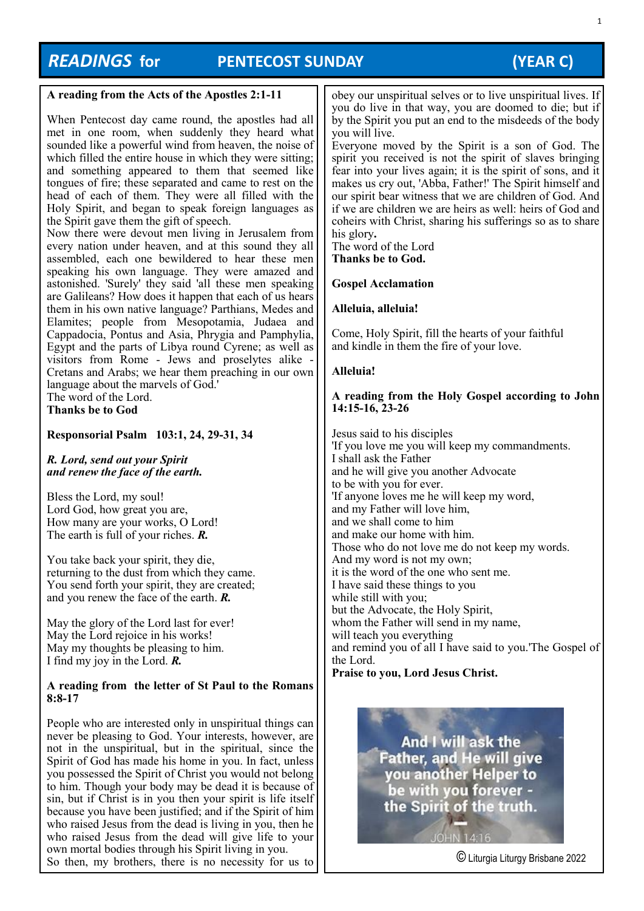# *READINGS* for PENTECOST SUNDAY (YEAR C)

**A reading from the Acts of the Apostles 2:1-11**

When Pentecost day came round, the apostles had all met in one room, when suddenly they heard what sounded like a powerful wind from heaven, the noise of which filled the entire house in which they were sitting; and something appeared to them that seemed like tongues of fire; these separated and came to rest on the head of each of them. They were all filled with the Holy Spirit, and began to speak foreign languages as the Spirit gave them the gift of speech.

Now there were devout men living in Jerusalem from every nation under heaven, and at this sound they all assembled, each one bewildered to hear these men speaking his own language. They were amazed and astonished. 'Surely' they said 'all these men speaking are Galileans? How does it happen that each of us hears them in his own native language? Parthians, Medes and Elamites; people from Mesopotamia, Judaea and Cappadocia, Pontus and Asia, Phrygia and Pamphylia, Egypt and the parts of Libya round Cyrene; as well as visitors from Rome - Jews and proselytes alike - Cretans and Arabs; we hear them preaching in our own language about the marvels of God.'

The word of the Lord.

**Thanks be to God**

**Responsorial Psalm 103:1, 24, 29-31, 34**

***R. Lord, send out your Spirit***
***and renew the face of the earth.***

Bless the Lord, my soul!
Lord God, how great you are,
How many are your works, O Lord!
The earth is full of your riches. ***R.***

You take back your spirit, they die,
returning to the dust from which they came.
You send forth your spirit, they are created;
and you renew the face of the earth. ***R.***

May the glory of the Lord last for ever!
May the Lord rejoice in his works!
May my thoughts be pleasing to him.
I find my joy in the Lord. ***R.***

**A reading from the letter of St Paul to the Romans 8:8-17**

People who are interested only in unspiritual things can never be pleasing to God. Your interests, however, are not in the unspiritual, but in the spiritual, since the Spirit of God has made his home in you. In fact, unless you possessed the Spirit of Christ you would not belong to him. Though your body may be dead it is because of sin, but if Christ is in you then your spirit is life itself because you have been justified; and if the Spirit of him who raised Jesus from the dead is living in you, then he who raised Jesus from the dead will give life to your own mortal bodies through his Spirit living in you.

So then, my brothers, there is no necessity for us to obey our unspiritual selves or to live unspiritual lives. If you do live in that way, you are doomed to die; but if by the Spirit you put an end to the misdeeds of the body you will live.

Everyone moved by the Spirit is a son of God. The spirit you received is not the spirit of slaves bringing fear into your lives again; it is the spirit of sons, and it makes us cry out, 'Abba, Father!' The Spirit himself and our spirit bear witness that we are children of God. And if we are children we are heirs as well: heirs of God and coheirs with Christ, sharing his sufferings so as to share his glory**.**

The word of the Lord

**Thanks be to God.**

**Gospel Acclamation**

**Alleluia, alleluia!**

Come, Holy Spirit, fill the hearts of your faithful
and kindle in them the fire of your love.

**Alleluia!**

**A reading from the Holy Gospel according to John 14:15-16, 23-26**

Jesus said to his disciples
'If you love me you will keep my commandments.
I shall ask the Father
and he will give you another Advocate
to be with you for ever.
'If anyone loves me he will keep my word,
and my Father will love him,
and we shall come to him
and make our home with him.
Those who do not love me do not keep my words.
And my word is not my own;
it is the word of the one who sent me.
I have said these things to you
while still with you;
but the Advocate, the Holy Spirit,
whom the Father will send in my name,
will teach you everything
and remind you of all I have said to you.'The Gospel of the Lord.

**Praise to you, Lord Jesus Christ.**

And I will ask the Father, and He will give you another Helper to be with you forever - the Spirit of the truth.
JOHN 14:16

© Liturgia Liturgy Brisbane 2022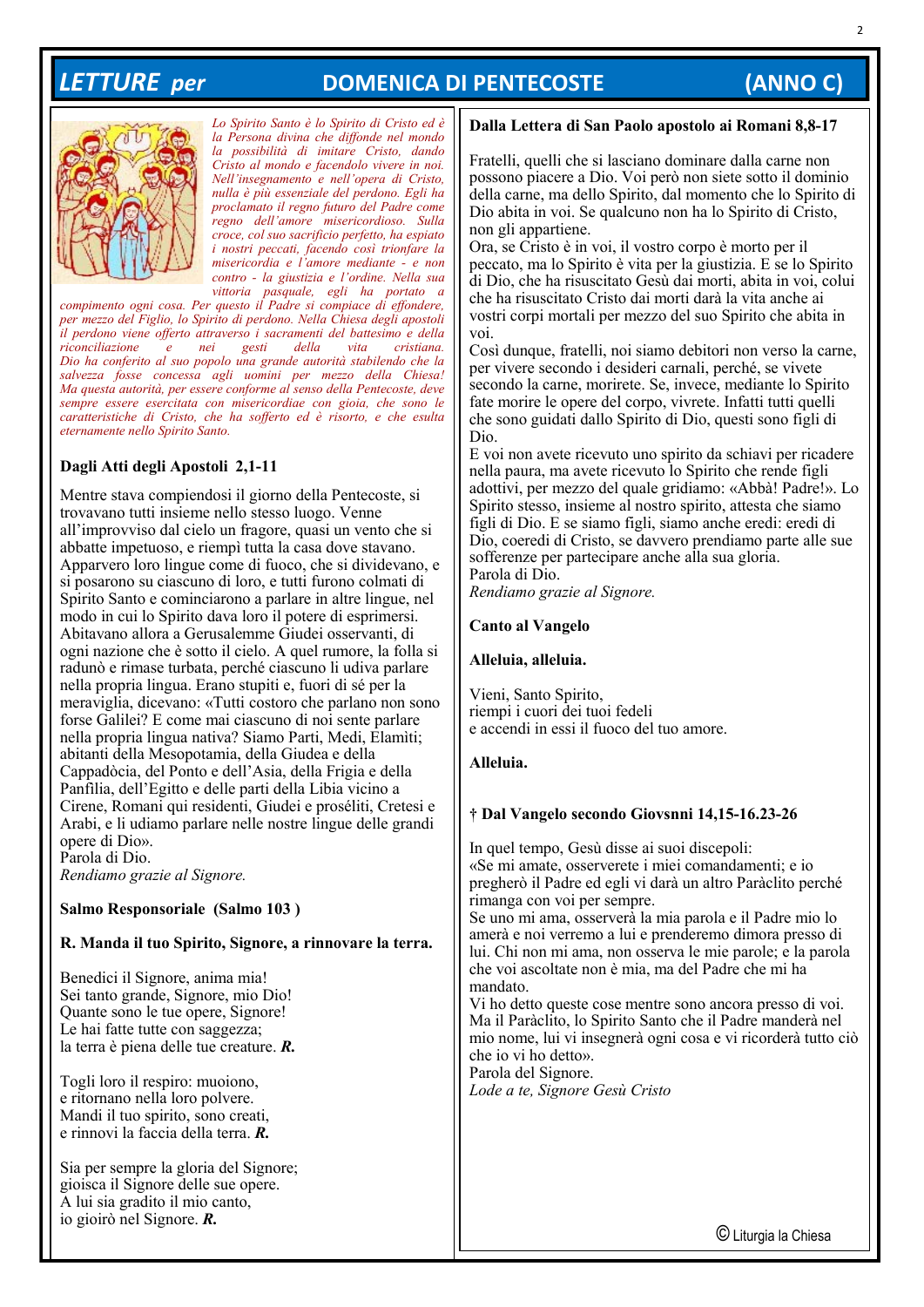# LETTURE per DOMENICA DI PENTECOSTE (ANNO C)

*Lo Spirito Santo è lo Spirito di Cristo ed è la Persona divina che diffonde nel mondo la possibilità di imitare Cristo, dando Cristo al mondo e facendolo vivere in noi. Nell'insegnamento e nell'opera di Cristo, nulla è più essenziale del perdono. Egli ha proclamato il regno futuro del Padre come regno dell'amore misericordioso. Sulla croce, col suo sacrificio perfetto, ha espiato i nostri peccati, facendo così trionfare la misericordia e l'amore mediante - e non contro - la giustizia e l'ordine. Nella sua vittoria pasquale, egli ha portato a compimento ogni cosa. Per questo il Padre si compiace di effondere, per mezzo del Figlio, lo Spirito di perdono. Nella Chiesa degli apostoli il perdono viene offerto attraverso i sacramenti del battesimo e della riconciliazione e nei gesti della vita cristiana. Dio ha conferito al suo popolo una grande autorità stabilendo che la salvezza fosse concessa agli uomini per mezzo della Chiesa! Ma questa autorità, per essere conforme al senso della Pentecoste, deve sempre essere esercitata con misericordiae con gioia, che sono le caratteristiche di Cristo, che ha sofferto ed è risorto, e che esulta eternamente nello Spirito Santo.*

### Dagli Atti degli Apostoli 2,1-11

Mentre stava compiendosi il giorno della Pentecoste, si trovavano tutti insieme nello stesso luogo. Venne all'improvviso dal cielo un fragore, quasi un vento che si abbatte impetuoso, e riempì tutta la casa dove stavano. Apparvero loro lingue come di fuoco, che si dividevano, e si posarono su ciascuno di loro, e tutti furono colmati di Spirito Santo e cominciarono a parlare in altre lingue, nel modo in cui lo Spirito dava loro il potere di esprimersi.
Abitavano allora a Gerusalemme Giudei osservanti, di ogni nazione che è sotto il cielo. A quel rumore, la folla si radunò e rimase turbata, perché ciascuno li udiva parlare nella propria lingua. Erano stupiti e, fuori di sé per la meraviglia, dicevano: «Tutti costoro che parlano non sono forse Galilei? E come mai ciascuno di noi sente parlare nella propria lingua nativa? Siamo Parti, Medi, Elamìti; abitanti della Mesopotamia, della Giudea e della Cappadòcia, del Ponto e dell'Asia, della Frigia e della Panfilia, dell'Egitto e delle parti della Libia vicino a Cirene, Romani qui residenti, Giudei e prosèliti, Cretesi e Arabi, e li udiamo parlare nelle nostre lingue delle grandi opere di Dio».
Parola di Dio.
*Rendiamo grazie al Signore.*

### Salmo Responsoriale (Salmo 103 )

**R. Manda il tuo Spirito, Signore, a rinnovare la terra.**

Benedici il Signore, anima mia!
Sei tanto grande, Signore, mio Dio!
Quante sono le tue opere, Signore!
Le hai fatte tutte con saggezza;
la terra è piena delle tue creature. ***R.***

Togli loro il respiro: muoiono,
e ritornano nella loro polvere.
Mandi il tuo spirito, sono creati,
e rinnovi la faccia della terra. ***R.***

Sia per sempre la gloria del Signore;
gioisca il Signore delle sue opere.
A lui sia gradito il mio canto,
io gioirò nel Signore. ***R.***

### Dalla Lettera di San Paolo apostolo ai Romani 8,8-17

Fratelli, quelli che si lasciano dominare dalla carne non possono piacere a Dio. Voi però non siete sotto il dominio della carne, ma dello Spirito, dal momento che lo Spirito di Dio abita in voi. Se qualcuno non ha lo Spirito di Cristo, non gli appartiene.
Ora, se Cristo è in voi, il vostro corpo è morto per il peccato, ma lo Spirito è vita per la giustizia. E se lo Spirito di Dio, che ha risuscitato Gesù dai morti, abita in voi, colui che ha risuscitato Cristo dai morti darà la vita anche ai vostri corpi mortali per mezzo del suo Spirito che abita in voi.
Così dunque, fratelli, noi siamo debitori non verso la carne, per vivere secondo i desideri carnali, perché, se vivete secondo la carne, morirete. Se, invece, mediante lo Spirito fate morire le opere del corpo, vivrete. Infatti tutti quelli che sono guidati dallo Spirito di Dio, questi sono figli di Dio.
E voi non avete ricevuto uno spirito da schiavi per ricadere nella paura, ma avete ricevuto lo Spirito che rende figli adottivi, per mezzo del quale gridiamo: «Abbà! Padre!». Lo Spirito stesso, insieme al nostro spirito, attesta che siamo figli di Dio. E se siamo figli, siamo anche eredi: eredi di Dio, coeredi di Cristo, se davvero prendiamo parte alle sue sofferenze per partecipare anche alla sua gloria.
Parola di Dio.
*Rendiamo grazie al Signore.*

### Canto al Vangelo

**Alleluia, alleluia.**

Vieni, Santo Spirito,
riempi i cuori dei tuoi fedeli
e accendi in essi il fuoco del tuo amore.

**Alleluia.**

### † Dal Vangelo secondo Giovsnni 14,15-16.23-26

In quel tempo, Gesù disse ai suoi discepoli:
«Se mi amate, osserverete i miei comandamenti; e io pregherò il Padre ed egli vi darà un altro Paràclito perché rimanga con voi per sempre.
Se uno mi ama, osserverà la mia parola e il Padre mio lo amerà e noi verremo a lui e prenderemo dimora presso di lui. Chi non mi ama, non osserva le mie parole; e la parola che voi ascoltate non è mia, ma del Padre che mi ha mandato.
Vi ho detto queste cose mentre sono ancora presso di voi. Ma il Paràclito, lo Spirito Santo che il Padre manderà nel mio nome, lui vi insegnerà ogni cosa e vi ricorderà tutto ciò che io vi ho detto».
Parola del Signore.
*Lode a te, Signore Gesù Cristo*

© Liturgia la Chiesa